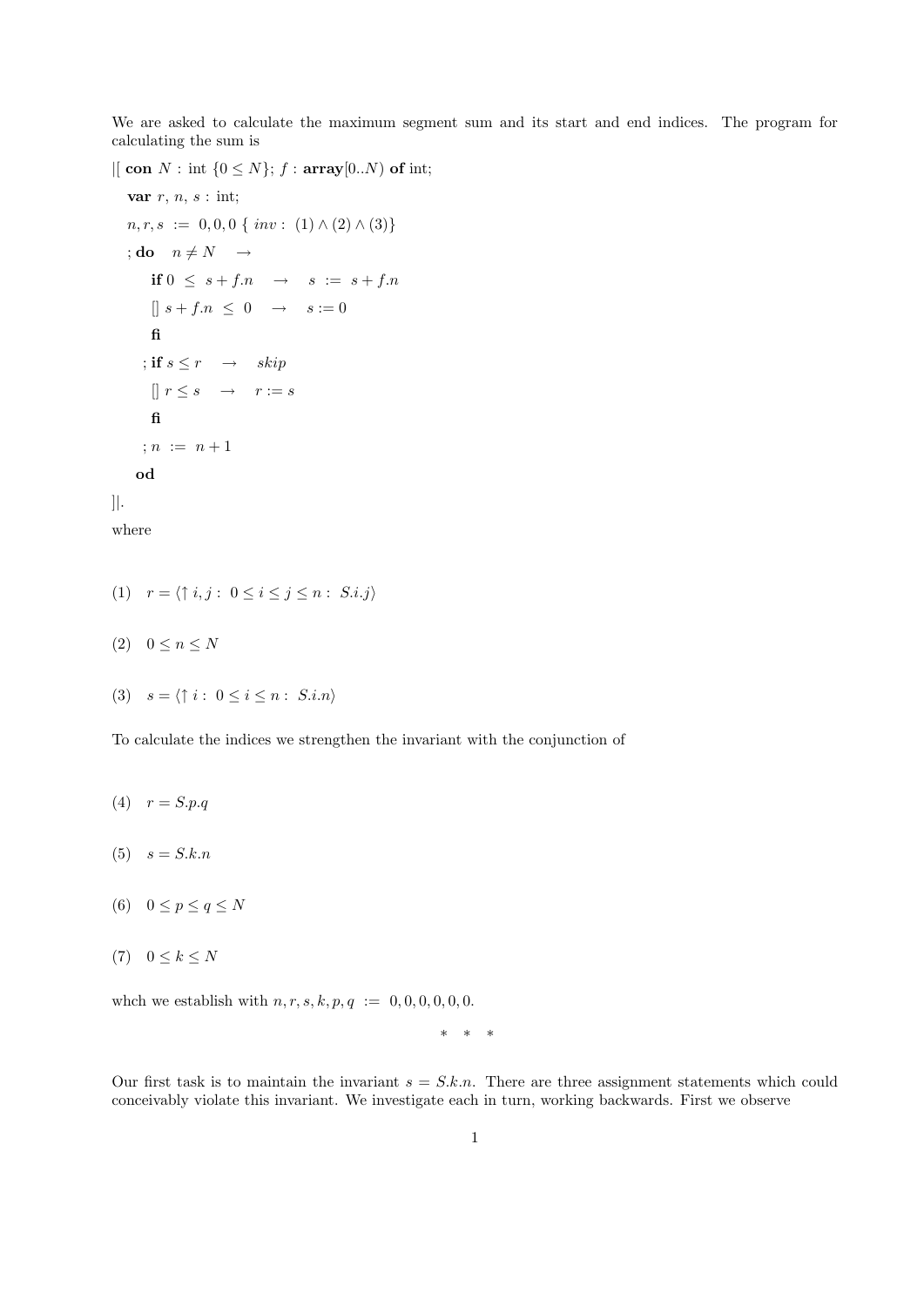We are asked to calculate the maximum segment sum and its start and end indices. The program for calculating the sum is

```
|[ con N : int {0 ≤ N}; f : array[0..N) of int;
   var r, n, s : int;
   n, r, s := 0, 0, 0 { inv : (1) ∧ (2) ∧ (3)}
   ; do   n ≠ N   →
        if 0 ≤ s + f.n   →   s := s + f.n
        [] s + f.n ≤ 0   →   s := 0
        fi
       ; if s ≤ r   →   skip
        [] r ≤ s   →   r := s
        fi
       ; n := n + 1
     od
]|.
```

where

(1) $r = \langle \uparrow i, j :\ 0 \le i \le j \le n :\ S.i.j \rangle$

(2) $0 \le n \le N$

(3) $s = \langle \uparrow i :\ 0 \le i \le n :\ S.i.n \rangle$

To calculate the indices we strengthen the invariant with the conjunction of

(4) $r = S.p.q$

(5) $s = S.k.n$

(6) $0 \le p \le q \le N$

(7) $0 \le k \le N$

whch we establish with $n, r, s, k, p, q \ := \ 0, 0, 0, 0, 0, 0$.

\* \* \*

Our first task is to maintain the invariant $s = S.k.n$. There are three assignment statements which could conceivably violate this invariant. We investigate each in turn, working backwards. First we observe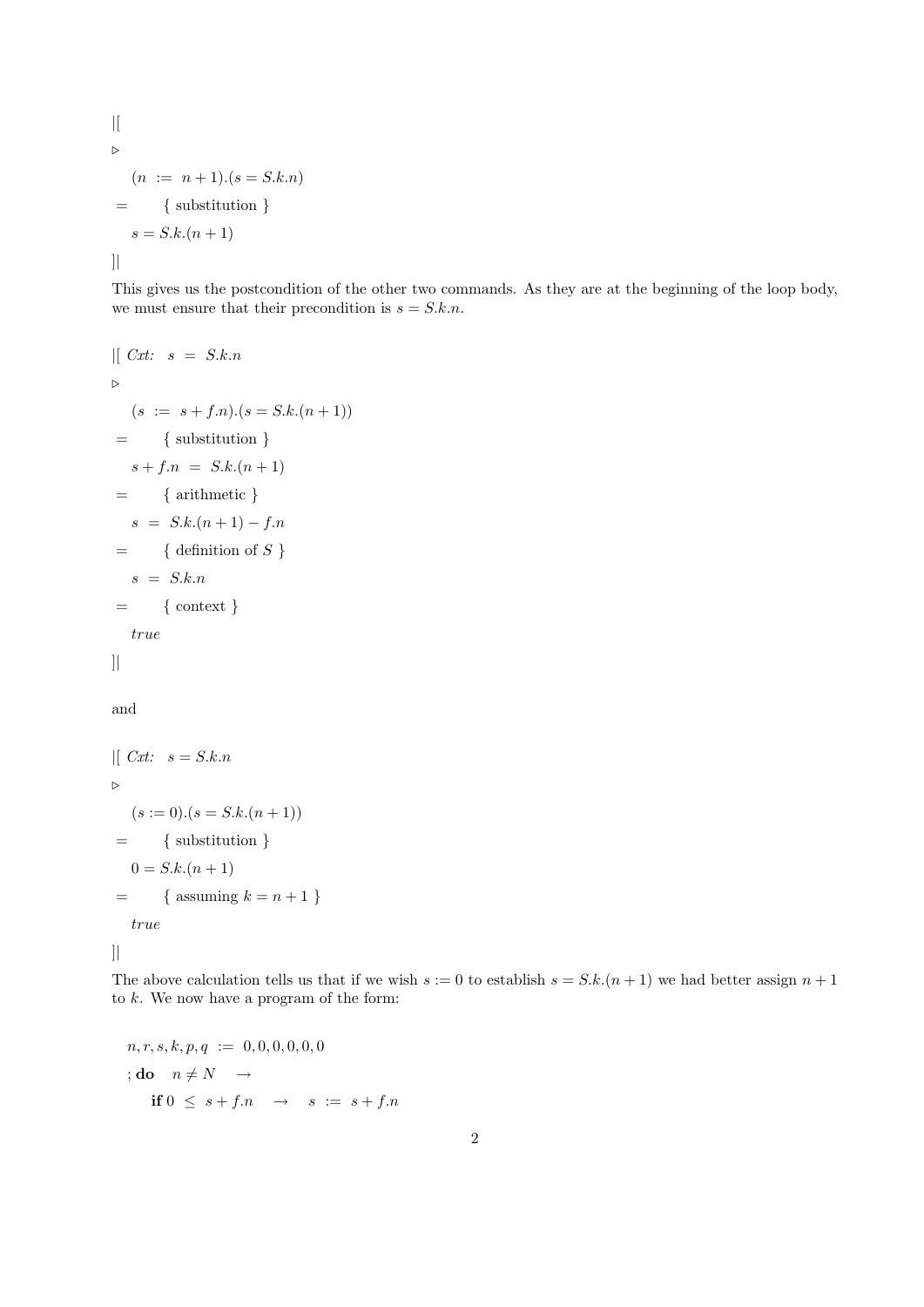|[

$\triangleright$

$(n \ := \ n+1).(s = S.k.n)$

$=$ { substitution }

$s = S.k.(n+1)$

]|

This gives us the postcondition of the other two commands. As they are at the beginning of the loop body, we must ensure that their precondition is $s = S.k.n$.

|[ *Cxt:* $s \ = \ S.k.n$

$\triangleright$

$(s \ := \ s + f.n).(s = S.k.(n+1))$

$=$ { substitution }

$s + f.n \ = \ S.k.(n+1)$

$=$ { arithmetic }

$s \ = \ S.k.(n+1) - f.n$

$=$ { definition of $S$ }

$s \ = \ S.k.n$

$=$ { context }

*true*

]|

and

|[ *Cxt:* $s = S.k.n$

$\triangleright$

$(s := 0).(s = S.k.(n+1))$

$=$ { substitution }

$0 = S.k.(n+1)$

$=$ { assuming $k = n+1$ }

*true*

]|

The above calculation tells us that if we wish $s := 0$ to establish $s = S.k.(n+1)$ we had better assign $n+1$ to $k$. We now have a program of the form:

$n, r, s, k, p, q \ := \ 0, 0, 0, 0, 0, 0$

; **do** $\ n \neq N \ \ \rightarrow$

**if** $0 \ \leq \ s + f.n \ \ \rightarrow \ \ s \ := \ s + f.n$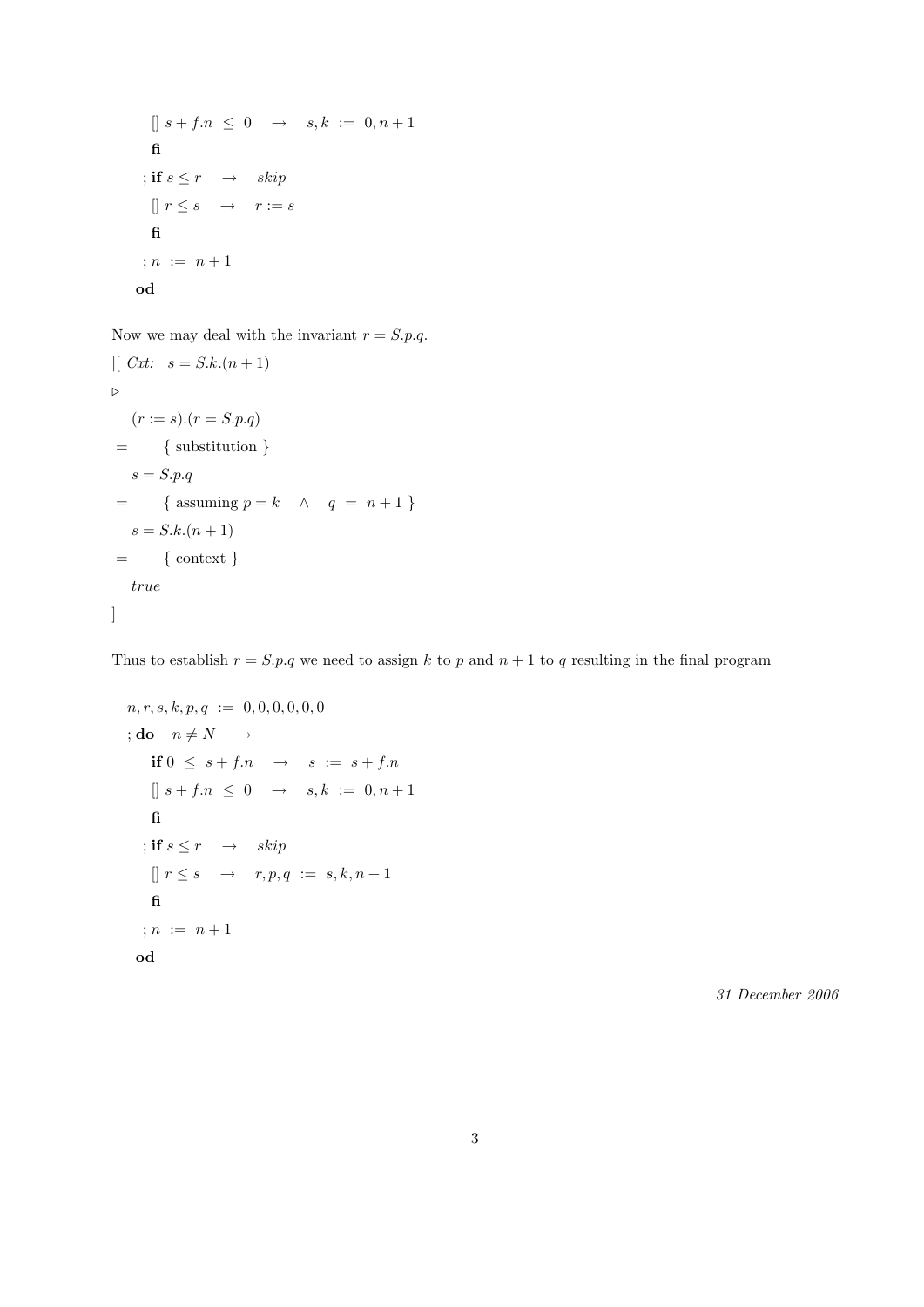```
    [] s + f.n ≤ 0   →   s, k := 0, n + 1
    fi
  ; if s ≤ r   →   skip
    [] r ≤ s   →   r := s
    fi
  ; n := n + 1
  od
```

Now we may deal with the invariant $r = S.p.q$.

|[ *Cxt:* $s = S.k.(n+1)$

▷

$(r := s).(r = S.p.q)$

= { substitution }

$s = S.p.q$

= { assuming $p = k \quad \wedge \quad q \; = \; n+1$ }

$s = S.k.(n+1)$

= { context }

*true*

]|

Thus to establish $r = S.p.q$ we need to assign $k$ to $p$ and $n+1$ to $q$ resulting in the final program

```
  n, r, s, k, p, q := 0, 0, 0, 0, 0, 0
; do   n ≠ N   →
    if 0 ≤ s + f.n   →   s := s + f.n
    [] s + f.n ≤ 0   →   s, k := 0, n + 1
    fi
  ; if s ≤ r   →   skip
    [] r ≤ s   →   r, p, q := s, k, n + 1
    fi
  ; n := n + 1
  od
```

*31 December 2006*